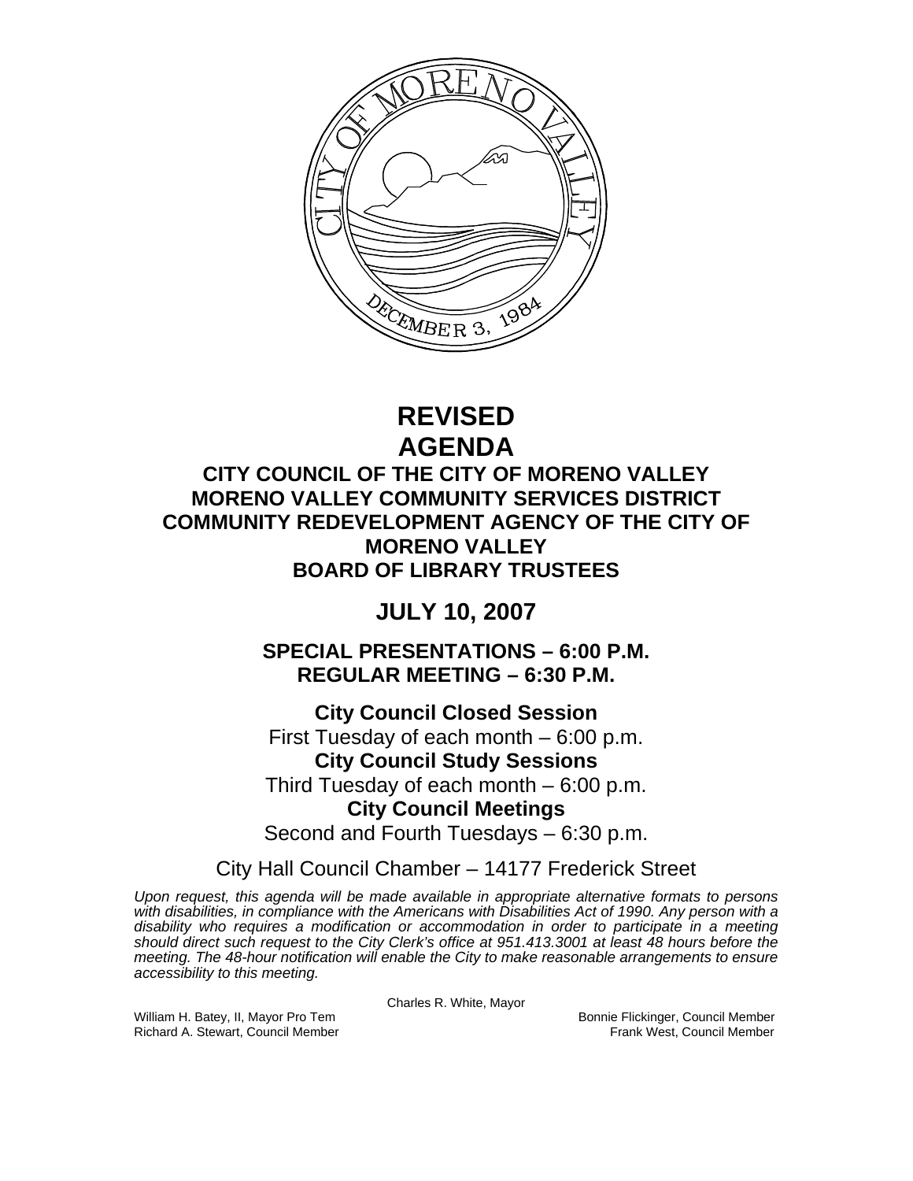# REVISED AGENDA

## CITY COUNCIL OF THE CITY OF MORENO VALLEY
## MORENO VALLEY COMMUNITY SERVICES DISTRICT
## COMMUNITY REDEVELOPMENT AGENCY OF THE CITY OF MORENO VALLEY
## BOARD OF LIBRARY TRUSTEES

## JULY 10, 2007

### SPECIAL PRESENTATIONS – 6:00 P.M.
### REGULAR MEETING – 6:30 P.M.

**City Council Closed Session**
First Tuesday of each month – 6:00 p.m.

**City Council Study Sessions**
Third Tuesday of each month – 6:00 p.m.

**City Council Meetings**
Second and Fourth Tuesdays – 6:30 p.m.

City Hall Council Chamber – 14177 Frederick Street

*Upon request, this agenda will be made available in appropriate alternative formats to persons with disabilities, in compliance with the Americans with Disabilities Act of 1990. Any person with a disability who requires a modification or accommodation in order to participate in a meeting should direct such request to the City Clerk's office at 951.413.3001 at least 48 hours before the meeting. The 48-hour notification will enable the City to make reasonable arrangements to ensure accessibility to this meeting.*

Charles R. White, Mayor

William H. Batey, II, Mayor Pro Tem
Bonnie Flickinger, Council Member
Richard A. Stewart, Council Member
Frank West, Council Member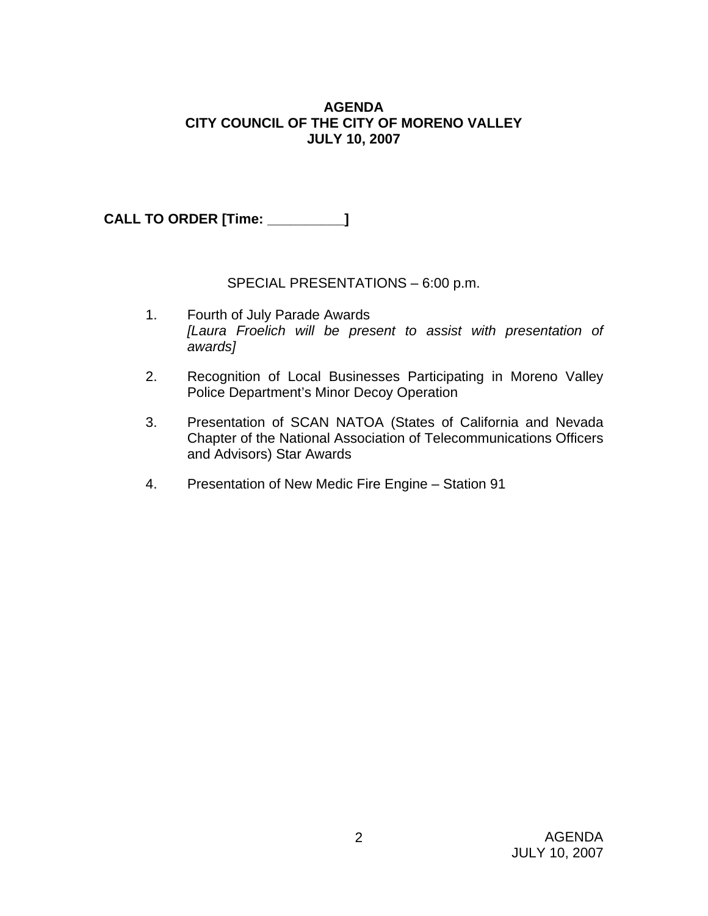**AGENDA**
**CITY COUNCIL OF THE CITY OF MORENO VALLEY**
**JULY 10, 2007**

**CALL TO ORDER [Time: __________]**

SPECIAL PRESENTATIONS – 6:00 p.m.

1. Fourth of July Parade Awards
   *[Laura Froelich will be present to assist with presentation of awards]*

2. Recognition of Local Businesses Participating in Moreno Valley Police Department's Minor Decoy Operation

3. Presentation of SCAN NATOA (States of California and Nevada Chapter of the National Association of Telecommunications Officers and Advisors) Star Awards

4. Presentation of New Medic Fire Engine – Station 91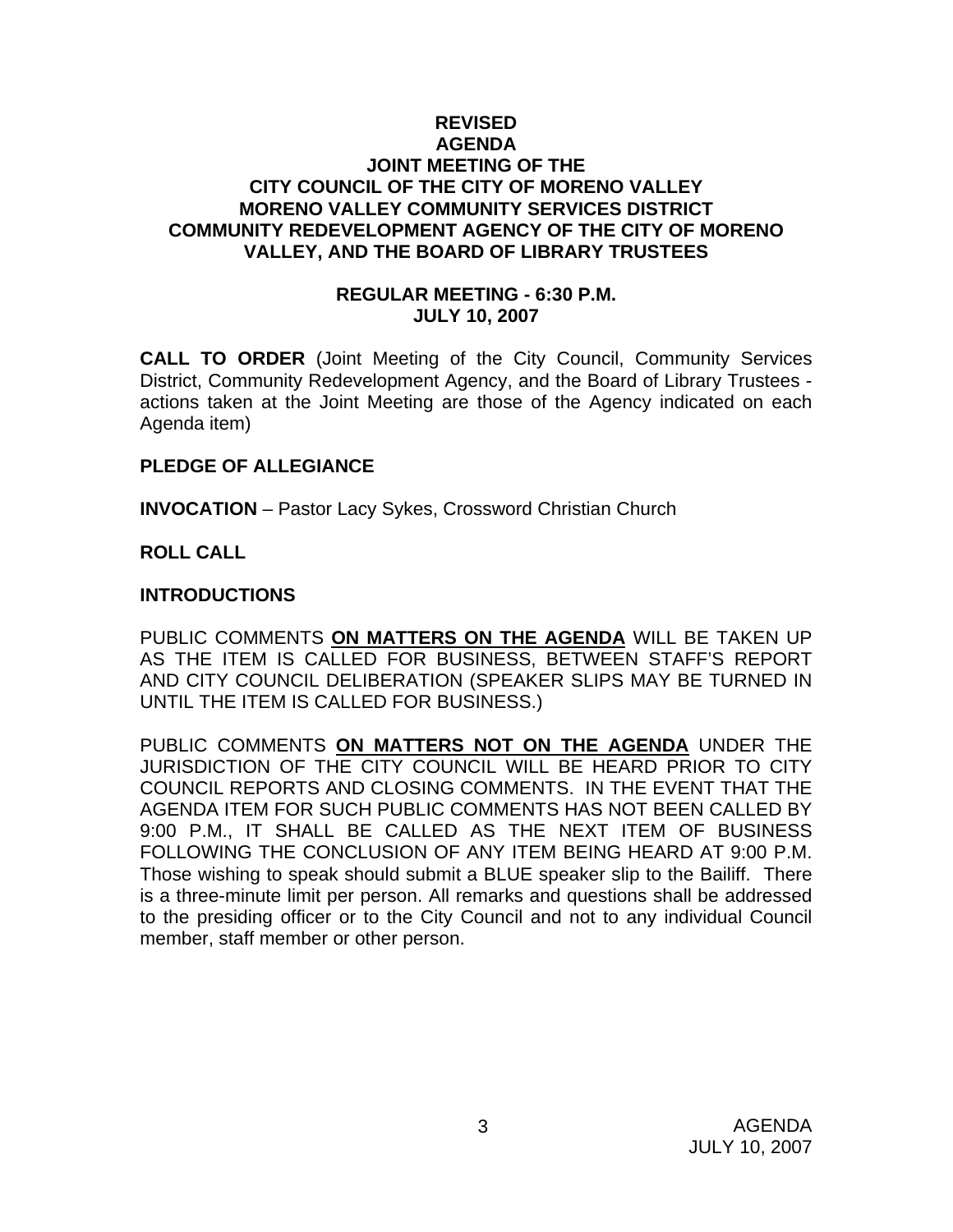**REVISED**
**AGENDA**
**JOINT MEETING OF THE**
**CITY COUNCIL OF THE CITY OF MORENO VALLEY**
**MORENO VALLEY COMMUNITY SERVICES DISTRICT**
**COMMUNITY REDEVELOPMENT AGENCY OF THE CITY OF MORENO VALLEY, AND THE BOARD OF LIBRARY TRUSTEES**

**REGULAR MEETING - 6:30 P.M.**
**JULY 10, 2007**

**CALL TO ORDER** (Joint Meeting of the City Council, Community Services District, Community Redevelopment Agency, and the Board of Library Trustees - actions taken at the Joint Meeting are those of the Agency indicated on each Agenda item)

**PLEDGE OF ALLEGIANCE**

**INVOCATION** – Pastor Lacy Sykes, Crossword Christian Church

**ROLL CALL**

**INTRODUCTIONS**

PUBLIC COMMENTS **ON MATTERS ON THE AGENDA** WILL BE TAKEN UP AS THE ITEM IS CALLED FOR BUSINESS, BETWEEN STAFF'S REPORT AND CITY COUNCIL DELIBERATION (SPEAKER SLIPS MAY BE TURNED IN UNTIL THE ITEM IS CALLED FOR BUSINESS.)

PUBLIC COMMENTS **ON MATTERS NOT ON THE AGENDA** UNDER THE JURISDICTION OF THE CITY COUNCIL WILL BE HEARD PRIOR TO CITY COUNCIL REPORTS AND CLOSING COMMENTS. IN THE EVENT THAT THE AGENDA ITEM FOR SUCH PUBLIC COMMENTS HAS NOT BEEN CALLED BY 9:00 P.M., IT SHALL BE CALLED AS THE NEXT ITEM OF BUSINESS FOLLOWING THE CONCLUSION OF ANY ITEM BEING HEARD AT 9:00 P.M. Those wishing to speak should submit a BLUE speaker slip to the Bailiff. There is a three-minute limit per person. All remarks and questions shall be addressed to the presiding officer or to the City Council and not to any individual Council member, staff member or other person.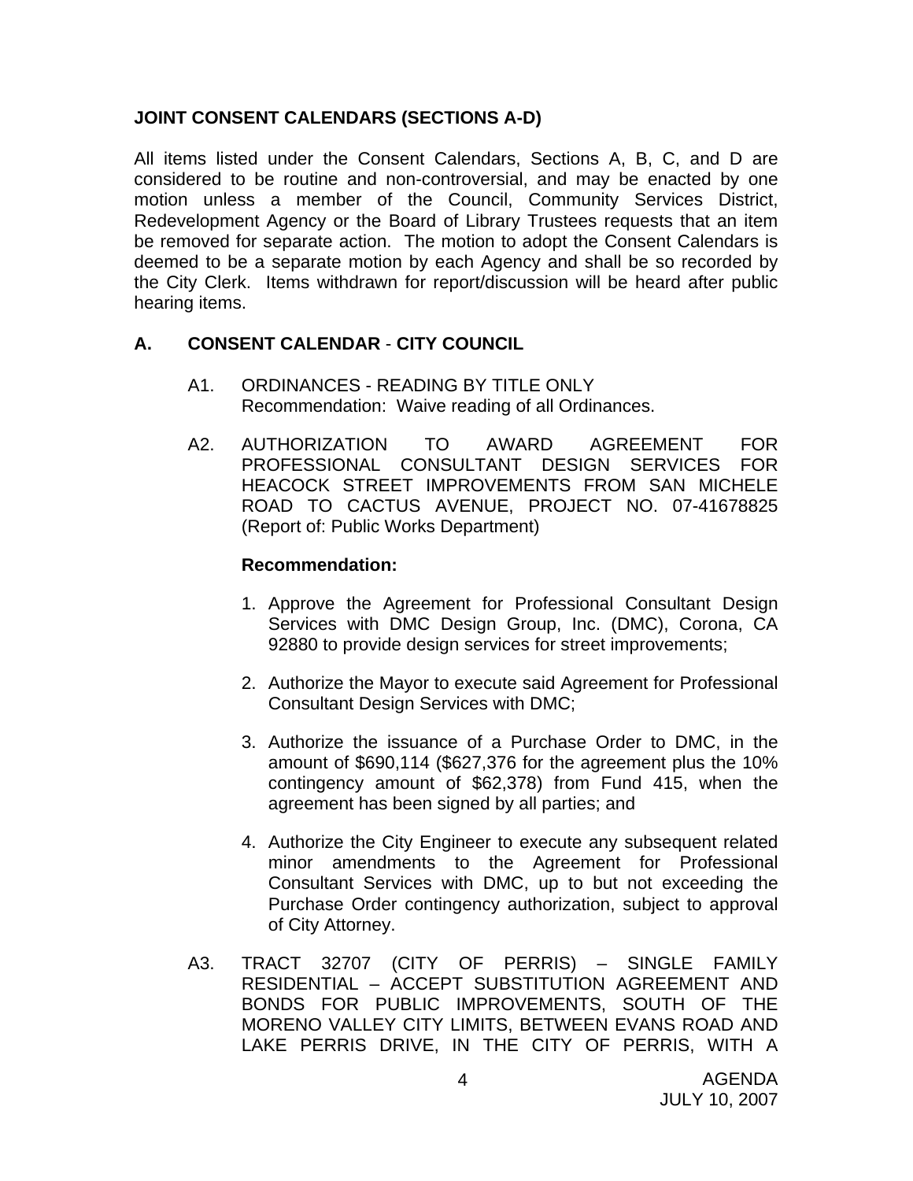**JOINT CONSENT CALENDARS (SECTIONS A-D)**

All items listed under the Consent Calendars, Sections A, B, C, and D are considered to be routine and non-controversial, and may be enacted by one motion unless a member of the Council, Community Services District, Redevelopment Agency or the Board of Library Trustees requests that an item be removed for separate action. The motion to adopt the Consent Calendars is deemed to be a separate motion by each Agency and shall be so recorded by the City Clerk. Items withdrawn for report/discussion will be heard after public hearing items.

## A. CONSENT CALENDAR - CITY COUNCIL

A1. ORDINANCES - READING BY TITLE ONLY
Recommendation: Waive reading of all Ordinances.

A2. AUTHORIZATION TO AWARD AGREEMENT FOR PROFESSIONAL CONSULTANT DESIGN SERVICES FOR HEACOCK STREET IMPROVEMENTS FROM SAN MICHELE ROAD TO CACTUS AVENUE, PROJECT NO. 07-41678825 (Report of: Public Works Department)

**Recommendation:**

1. Approve the Agreement for Professional Consultant Design Services with DMC Design Group, Inc. (DMC), Corona, CA 92880 to provide design services for street improvements;

2. Authorize the Mayor to execute said Agreement for Professional Consultant Design Services with DMC;

3. Authorize the issuance of a Purchase Order to DMC, in the amount of $690,114 ($627,376 for the agreement plus the 10% contingency amount of $62,378) from Fund 415, when the agreement has been signed by all parties; and

4. Authorize the City Engineer to execute any subsequent related minor amendments to the Agreement for Professional Consultant Services with DMC, up to but not exceeding the Purchase Order contingency authorization, subject to approval of City Attorney.

A3. TRACT 32707 (CITY OF PERRIS) – SINGLE FAMILY RESIDENTIAL – ACCEPT SUBSTITUTION AGREEMENT AND BONDS FOR PUBLIC IMPROVEMENTS, SOUTH OF THE MORENO VALLEY CITY LIMITS, BETWEEN EVANS ROAD AND LAKE PERRIS DRIVE, IN THE CITY OF PERRIS, WITH A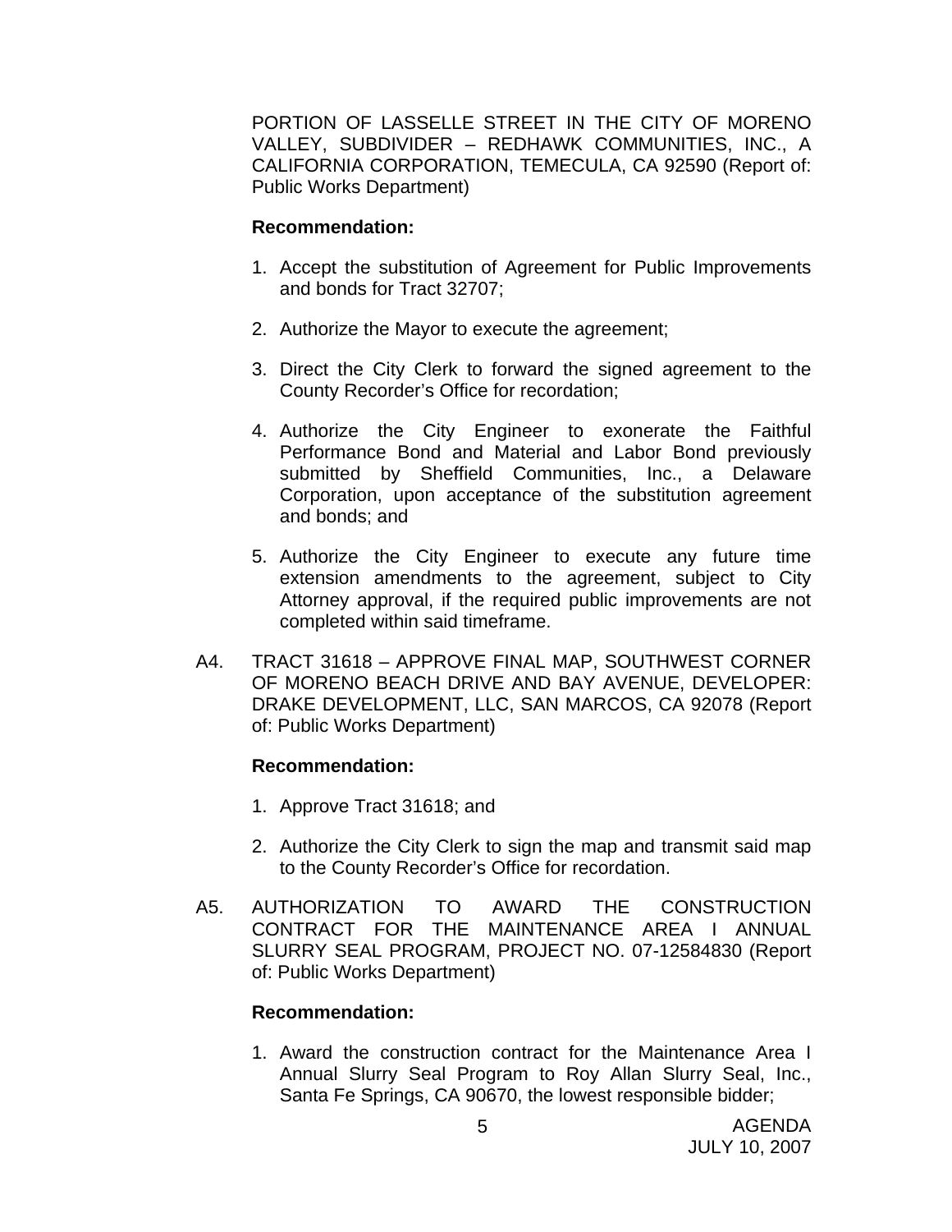PORTION OF LASSELLE STREET IN THE CITY OF MORENO VALLEY, SUBDIVIDER – REDHAWK COMMUNITIES, INC., A CALIFORNIA CORPORATION, TEMECULA, CA 92590 (Report of: Public Works Department)

**Recommendation:**

1. Accept the substitution of Agreement for Public Improvements and bonds for Tract 32707;

2. Authorize the Mayor to execute the agreement;

3. Direct the City Clerk to forward the signed agreement to the County Recorder's Office for recordation;

4. Authorize the City Engineer to exonerate the Faithful Performance Bond and Material and Labor Bond previously submitted by Sheffield Communities, Inc., a Delaware Corporation, upon acceptance of the substitution agreement and bonds; and

5. Authorize the City Engineer to execute any future time extension amendments to the agreement, subject to City Attorney approval, if the required public improvements are not completed within said timeframe.

A4. TRACT 31618 – APPROVE FINAL MAP, SOUTHWEST CORNER OF MORENO BEACH DRIVE AND BAY AVENUE, DEVELOPER: DRAKE DEVELOPMENT, LLC, SAN MARCOS, CA 92078 (Report of: Public Works Department)

**Recommendation:**

1. Approve Tract 31618; and

2. Authorize the City Clerk to sign the map and transmit said map to the County Recorder's Office for recordation.

A5. AUTHORIZATION TO AWARD THE CONSTRUCTION CONTRACT FOR THE MAINTENANCE AREA I ANNUAL SLURRY SEAL PROGRAM, PROJECT NO. 07-12584830 (Report of: Public Works Department)

**Recommendation:**

1. Award the construction contract for the Maintenance Area I Annual Slurry Seal Program to Roy Allan Slurry Seal, Inc., Santa Fe Springs, CA 90670, the lowest responsible bidder;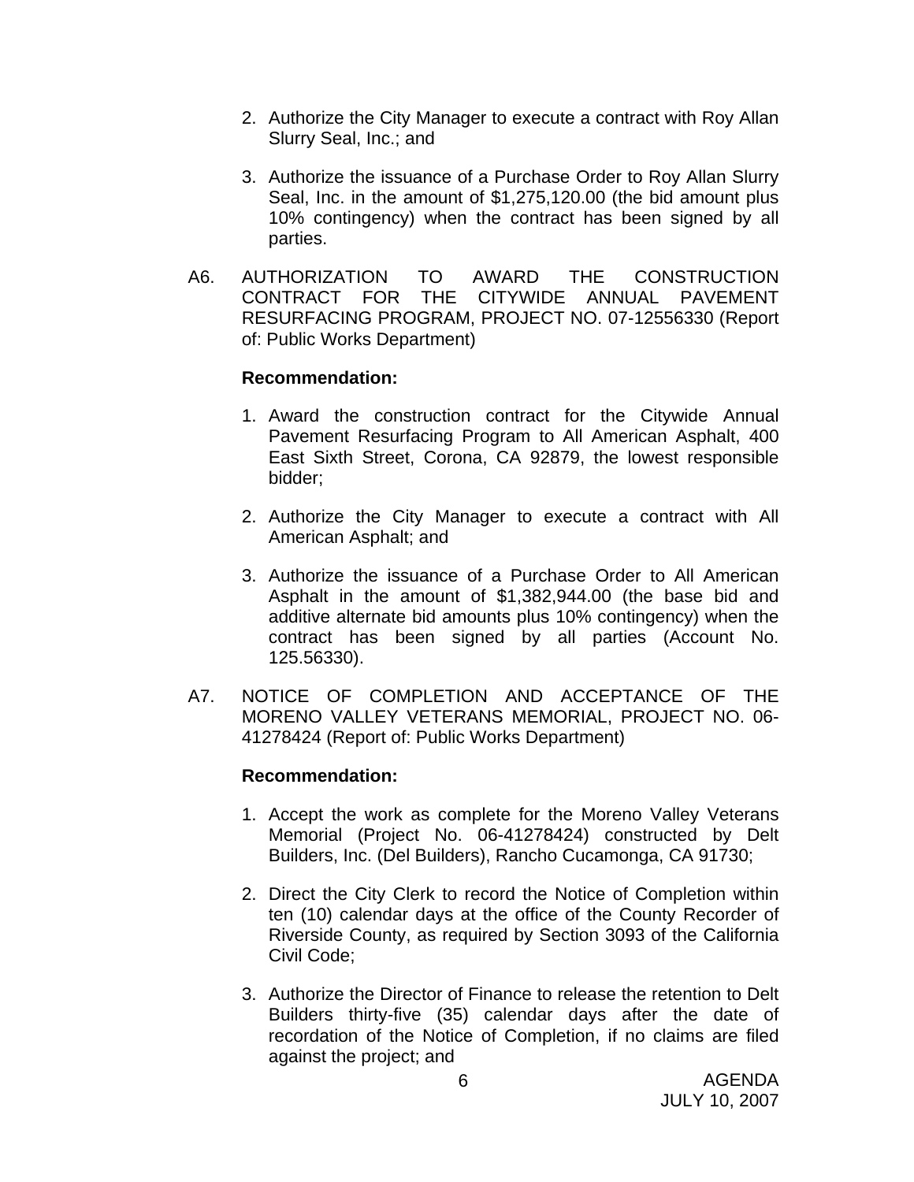2. Authorize the City Manager to execute a contract with Roy Allan Slurry Seal, Inc.; and

3. Authorize the issuance of a Purchase Order to Roy Allan Slurry Seal, Inc. in the amount of $1,275,120.00 (the bid amount plus 10% contingency) when the contract has been signed by all parties.

A6. AUTHORIZATION TO AWARD THE CONSTRUCTION CONTRACT FOR THE CITYWIDE ANNUAL PAVEMENT RESURFACING PROGRAM, PROJECT NO. 07-12556330 (Report of: Public Works Department)

**Recommendation:**

1. Award the construction contract for the Citywide Annual Pavement Resurfacing Program to All American Asphalt, 400 East Sixth Street, Corona, CA 92879, the lowest responsible bidder;

2. Authorize the City Manager to execute a contract with All American Asphalt; and

3. Authorize the issuance of a Purchase Order to All American Asphalt in the amount of $1,382,944.00 (the base bid and additive alternate bid amounts plus 10% contingency) when the contract has been signed by all parties (Account No. 125.56330).

A7. NOTICE OF COMPLETION AND ACCEPTANCE OF THE MORENO VALLEY VETERANS MEMORIAL, PROJECT NO. 06-41278424 (Report of: Public Works Department)

**Recommendation:**

1. Accept the work as complete for the Moreno Valley Veterans Memorial (Project No. 06-41278424) constructed by Delt Builders, Inc. (Del Builders), Rancho Cucamonga, CA 91730;

2. Direct the City Clerk to record the Notice of Completion within ten (10) calendar days at the office of the County Recorder of Riverside County, as required by Section 3093 of the California Civil Code;

3. Authorize the Director of Finance to release the retention to Delt Builders thirty-five (35) calendar days after the date of recordation of the Notice of Completion, if no claims are filed against the project; and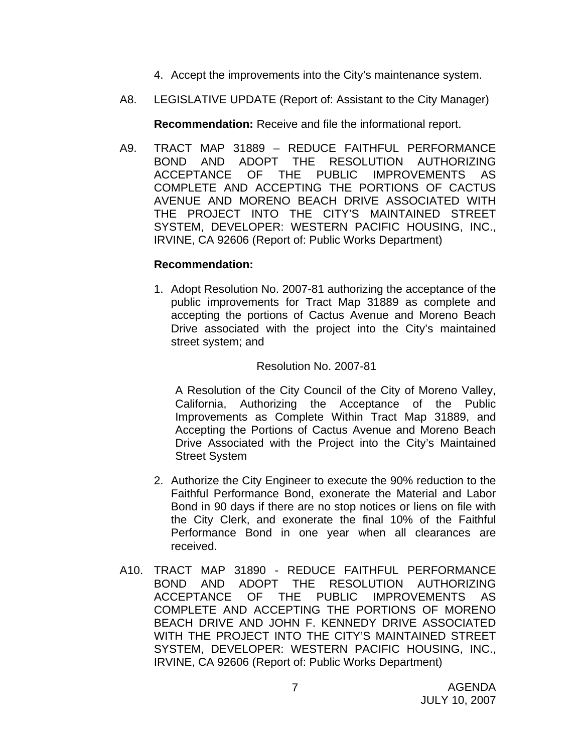4. Accept the improvements into the City's maintenance system.

A8. LEGISLATIVE UPDATE (Report of: Assistant to the City Manager)

**Recommendation:** Receive and file the informational report.

A9. TRACT MAP 31889 – REDUCE FAITHFUL PERFORMANCE BOND AND ADOPT THE RESOLUTION AUTHORIZING ACCEPTANCE OF THE PUBLIC IMPROVEMENTS AS COMPLETE AND ACCEPTING THE PORTIONS OF CACTUS AVENUE AND MORENO BEACH DRIVE ASSOCIATED WITH THE PROJECT INTO THE CITY'S MAINTAINED STREET SYSTEM, DEVELOPER: WESTERN PACIFIC HOUSING, INC., IRVINE, CA 92606 (Report of: Public Works Department)

**Recommendation:**

1. Adopt Resolution No. 2007-81 authorizing the acceptance of the public improvements for Tract Map 31889 as complete and accepting the portions of Cactus Avenue and Moreno Beach Drive associated with the project into the City's maintained street system; and

   Resolution No. 2007-81

   A Resolution of the City Council of the City of Moreno Valley, California, Authorizing the Acceptance of the Public Improvements as Complete Within Tract Map 31889, and Accepting the Portions of Cactus Avenue and Moreno Beach Drive Associated with the Project into the City's Maintained Street System

2. Authorize the City Engineer to execute the 90% reduction to the Faithful Performance Bond, exonerate the Material and Labor Bond in 90 days if there are no stop notices or liens on file with the City Clerk, and exonerate the final 10% of the Faithful Performance Bond in one year when all clearances are received.

A10. TRACT MAP 31890 - REDUCE FAITHFUL PERFORMANCE BOND AND ADOPT THE RESOLUTION AUTHORIZING ACCEPTANCE OF THE PUBLIC IMPROVEMENTS AS COMPLETE AND ACCEPTING THE PORTIONS OF MORENO BEACH DRIVE AND JOHN F. KENNEDY DRIVE ASSOCIATED WITH THE PROJECT INTO THE CITY'S MAINTAINED STREET SYSTEM, DEVELOPER: WESTERN PACIFIC HOUSING, INC., IRVINE, CA 92606 (Report of: Public Works Department)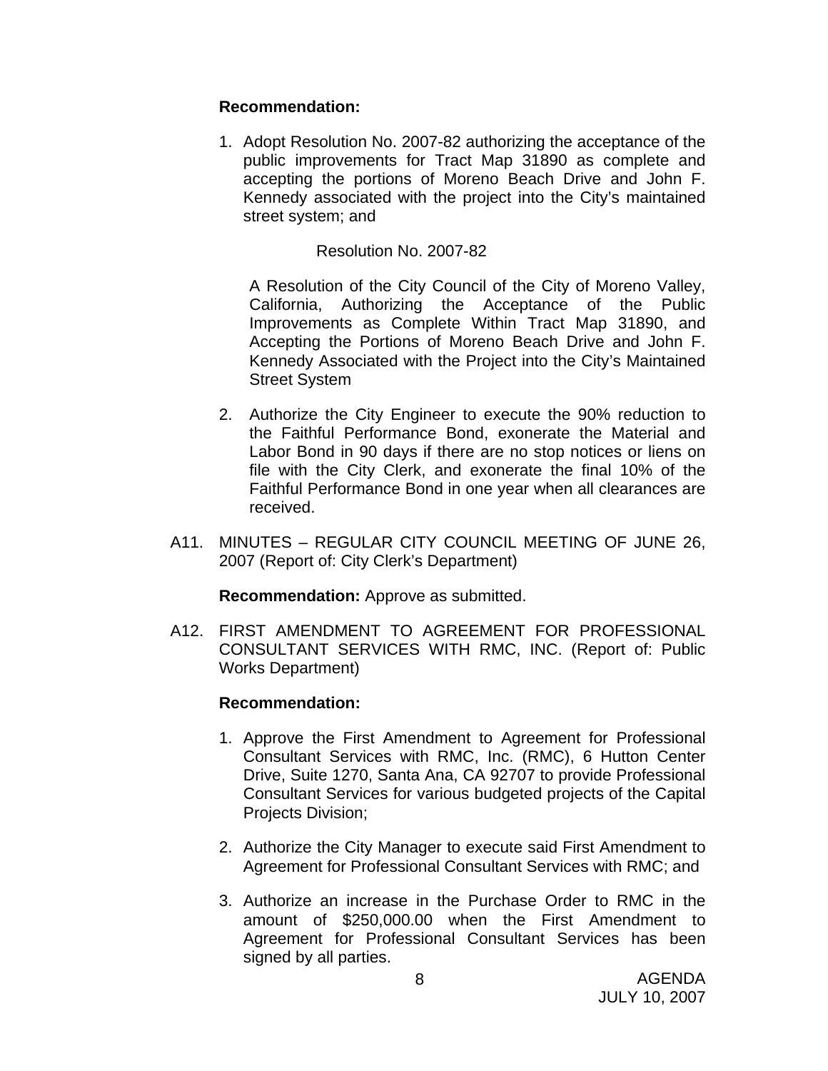**Recommendation:**

1. Adopt Resolution No. 2007-82 authorizing the acceptance of the public improvements for Tract Map 31890 as complete and accepting the portions of Moreno Beach Drive and John F. Kennedy associated with the project into the City's maintained street system; and

   Resolution No. 2007-82

   A Resolution of the City Council of the City of Moreno Valley, California, Authorizing the Acceptance of the Public Improvements as Complete Within Tract Map 31890, and Accepting the Portions of Moreno Beach Drive and John F. Kennedy Associated with the Project into the City's Maintained Street System

2. Authorize the City Engineer to execute the 90% reduction to the Faithful Performance Bond, exonerate the Material and Labor Bond in 90 days if there are no stop notices or liens on file with the City Clerk, and exonerate the final 10% of the Faithful Performance Bond in one year when all clearances are received.

A11. MINUTES – REGULAR CITY COUNCIL MEETING OF JUNE 26, 2007 (Report of: City Clerk's Department)

**Recommendation:** Approve as submitted.

A12. FIRST AMENDMENT TO AGREEMENT FOR PROFESSIONAL CONSULTANT SERVICES WITH RMC, INC. (Report of: Public Works Department)

**Recommendation:**

1. Approve the First Amendment to Agreement for Professional Consultant Services with RMC, Inc. (RMC), 6 Hutton Center Drive, Suite 1270, Santa Ana, CA 92707 to provide Professional Consultant Services for various budgeted projects of the Capital Projects Division;

2. Authorize the City Manager to execute said First Amendment to Agreement for Professional Consultant Services with RMC; and

3. Authorize an increase in the Purchase Order to RMC in the amount of $250,000.00 when the First Amendment to Agreement for Professional Consultant Services has been signed by all parties.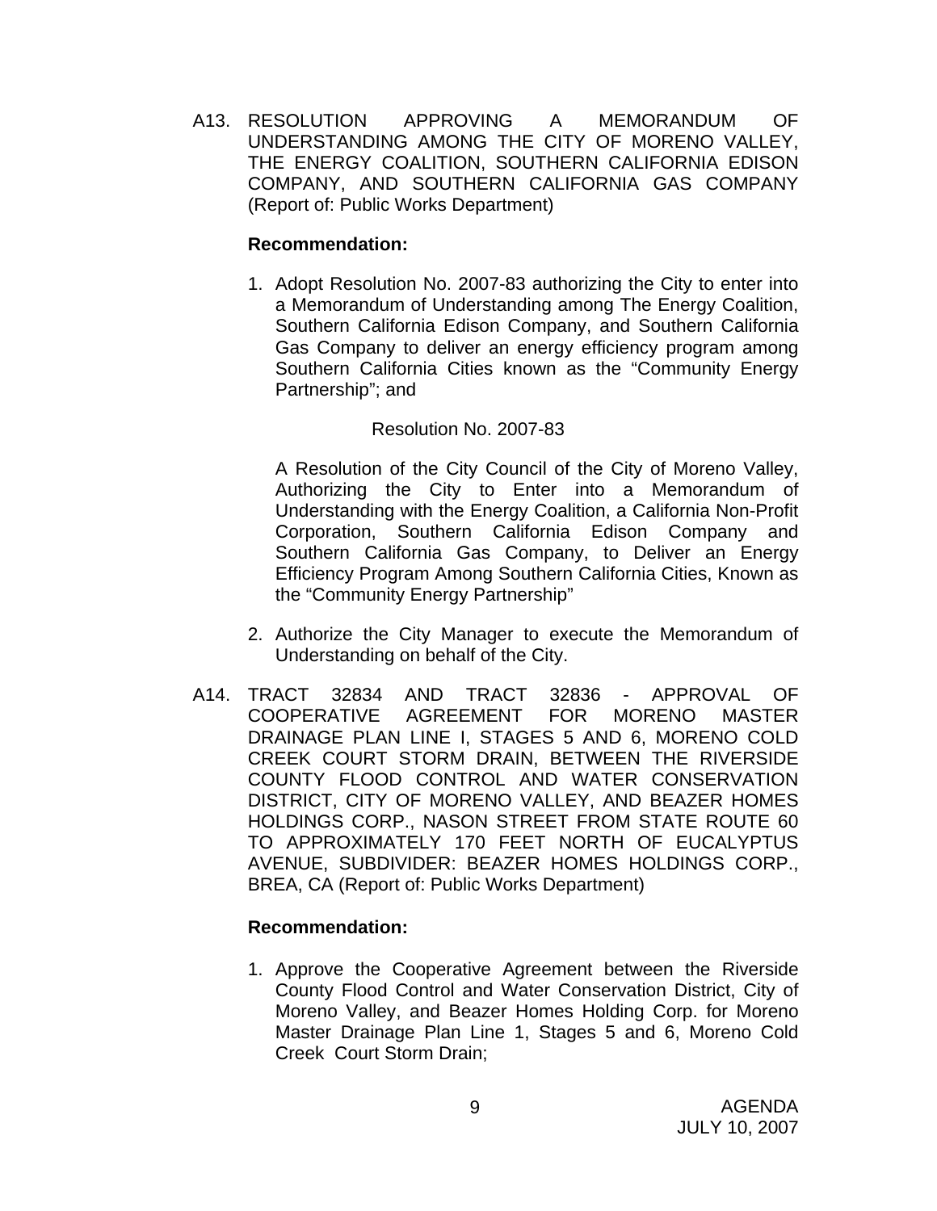A13. RESOLUTION APPROVING A MEMORANDUM OF UNDERSTANDING AMONG THE CITY OF MORENO VALLEY, THE ENERGY COALITION, SOUTHERN CALIFORNIA EDISON COMPANY, AND SOUTHERN CALIFORNIA GAS COMPANY (Report of: Public Works Department)

**Recommendation:**

1. Adopt Resolution No. 2007-83 authorizing the City to enter into a Memorandum of Understanding among The Energy Coalition, Southern California Edison Company, and Southern California Gas Company to deliver an energy efficiency program among Southern California Cities known as the "Community Energy Partnership"; and

   Resolution No. 2007-83

   A Resolution of the City Council of the City of Moreno Valley, Authorizing the City to Enter into a Memorandum of Understanding with the Energy Coalition, a California Non-Profit Corporation, Southern California Edison Company and Southern California Gas Company, to Deliver an Energy Efficiency Program Among Southern California Cities, Known as the "Community Energy Partnership"

2. Authorize the City Manager to execute the Memorandum of Understanding on behalf of the City.

A14. TRACT 32834 AND TRACT 32836 - APPROVAL OF COOPERATIVE AGREEMENT FOR MORENO MASTER DRAINAGE PLAN LINE I, STAGES 5 AND 6, MORENO COLD CREEK COURT STORM DRAIN, BETWEEN THE RIVERSIDE COUNTY FLOOD CONTROL AND WATER CONSERVATION DISTRICT, CITY OF MORENO VALLEY, AND BEAZER HOMES HOLDINGS CORP., NASON STREET FROM STATE ROUTE 60 TO APPROXIMATELY 170 FEET NORTH OF EUCALYPTUS AVENUE, SUBDIVIDER: BEAZER HOMES HOLDINGS CORP., BREA, CA (Report of: Public Works Department)

**Recommendation:**

1. Approve the Cooperative Agreement between the Riverside County Flood Control and Water Conservation District, City of Moreno Valley, and Beazer Homes Holding Corp. for Moreno Master Drainage Plan Line 1, Stages 5 and 6, Moreno Cold Creek Court Storm Drain;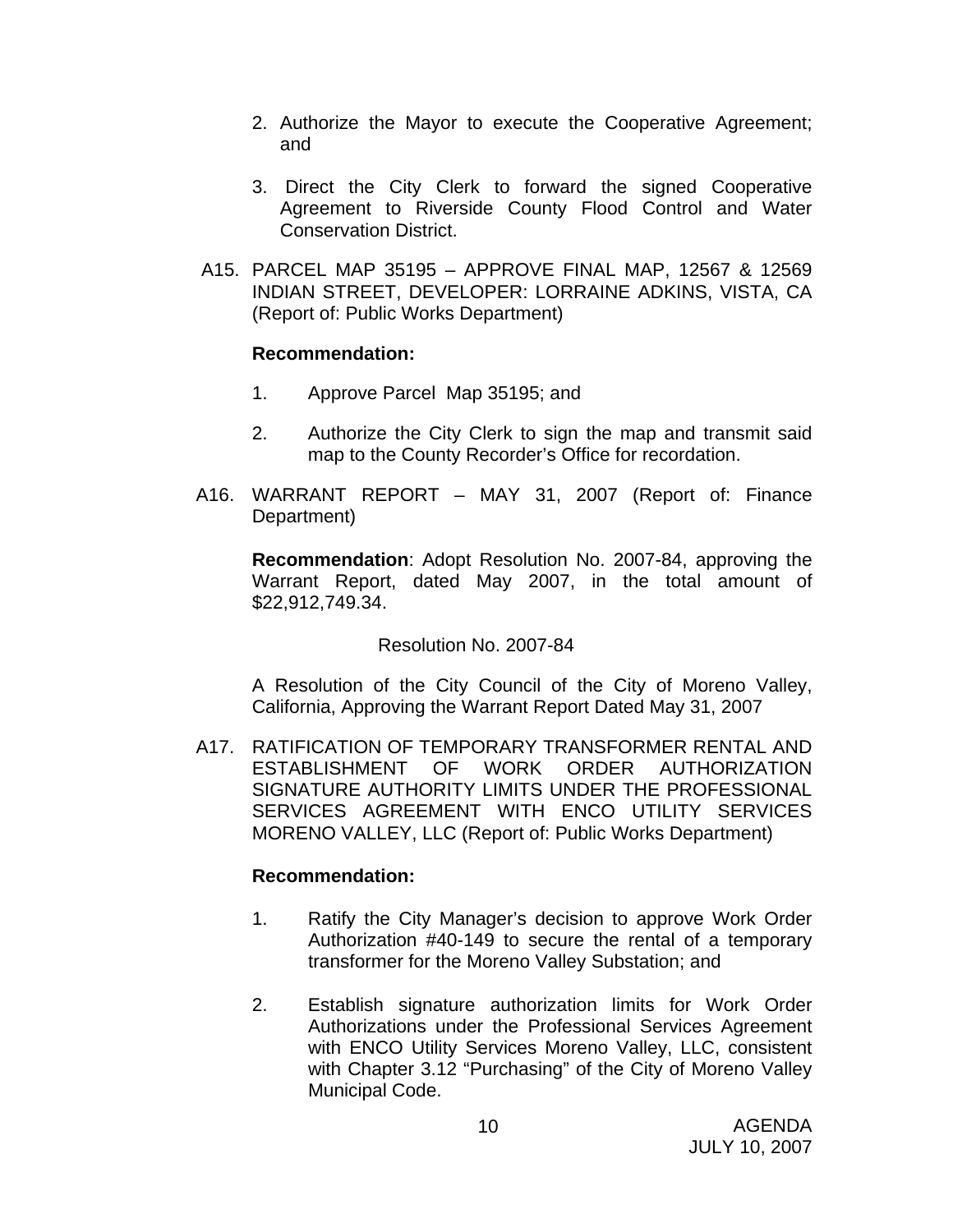2. Authorize the Mayor to execute the Cooperative Agreement; and

3. Direct the City Clerk to forward the signed Cooperative Agreement to Riverside County Flood Control and Water Conservation District.

A15. PARCEL MAP 35195 – APPROVE FINAL MAP, 12567 & 12569 INDIAN STREET, DEVELOPER: LORRAINE ADKINS, VISTA, CA (Report of: Public Works Department)

**Recommendation:**

1. Approve Parcel Map 35195; and

2. Authorize the City Clerk to sign the map and transmit said map to the County Recorder's Office for recordation.

A16. WARRANT REPORT – MAY 31, 2007 (Report of: Finance Department)

**Recommendation**: Adopt Resolution No. 2007-84, approving the Warrant Report, dated May 2007, in the total amount of $22,912,749.34.

Resolution No. 2007-84

A Resolution of the City Council of the City of Moreno Valley, California, Approving the Warrant Report Dated May 31, 2007

A17. RATIFICATION OF TEMPORARY TRANSFORMER RENTAL AND ESTABLISHMENT OF WORK ORDER AUTHORIZATION SIGNATURE AUTHORITY LIMITS UNDER THE PROFESSIONAL SERVICES AGREEMENT WITH ENCO UTILITY SERVICES MORENO VALLEY, LLC (Report of: Public Works Department)

**Recommendation:**

1. Ratify the City Manager's decision to approve Work Order Authorization #40-149 to secure the rental of a temporary transformer for the Moreno Valley Substation; and

2. Establish signature authorization limits for Work Order Authorizations under the Professional Services Agreement with ENCO Utility Services Moreno Valley, LLC, consistent with Chapter 3.12 "Purchasing" of the City of Moreno Valley Municipal Code.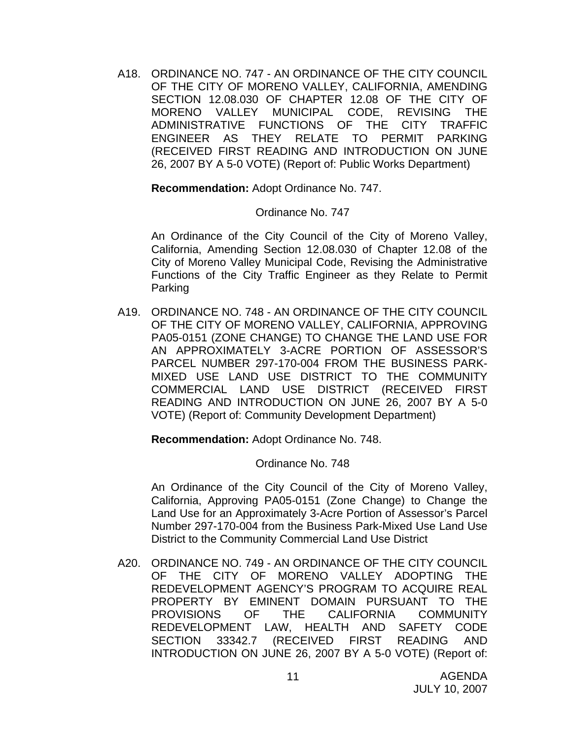A18. ORDINANCE NO. 747 - AN ORDINANCE OF THE CITY COUNCIL OF THE CITY OF MORENO VALLEY, CALIFORNIA, AMENDING SECTION 12.08.030 OF CHAPTER 12.08 OF THE CITY OF MORENO VALLEY MUNICIPAL CODE, REVISING THE ADMINISTRATIVE FUNCTIONS OF THE CITY TRAFFIC ENGINEER AS THEY RELATE TO PERMIT PARKING (RECEIVED FIRST READING AND INTRODUCTION ON JUNE 26, 2007 BY A 5-0 VOTE) (Report of: Public Works Department)

**Recommendation:** Adopt Ordinance No. 747.

Ordinance No. 747

An Ordinance of the City Council of the City of Moreno Valley, California, Amending Section 12.08.030 of Chapter 12.08 of the City of Moreno Valley Municipal Code, Revising the Administrative Functions of the City Traffic Engineer as they Relate to Permit Parking

A19. ORDINANCE NO. 748 - AN ORDINANCE OF THE CITY COUNCIL OF THE CITY OF MORENO VALLEY, CALIFORNIA, APPROVING PA05-0151 (ZONE CHANGE) TO CHANGE THE LAND USE FOR AN APPROXIMATELY 3-ACRE PORTION OF ASSESSOR'S PARCEL NUMBER 297-170-004 FROM THE BUSINESS PARK-MIXED USE LAND USE DISTRICT TO THE COMMUNITY COMMERCIAL LAND USE DISTRICT (RECEIVED FIRST READING AND INTRODUCTION ON JUNE 26, 2007 BY A 5-0 VOTE) (Report of: Community Development Department)

**Recommendation:** Adopt Ordinance No. 748.

Ordinance No. 748

An Ordinance of the City Council of the City of Moreno Valley, California, Approving PA05-0151 (Zone Change) to Change the Land Use for an Approximately 3-Acre Portion of Assessor's Parcel Number 297-170-004 from the Business Park-Mixed Use Land Use District to the Community Commercial Land Use District

A20. ORDINANCE NO. 749 - AN ORDINANCE OF THE CITY COUNCIL OF THE CITY OF MORENO VALLEY ADOPTING THE REDEVELOPMENT AGENCY'S PROGRAM TO ACQUIRE REAL PROPERTY BY EMINENT DOMAIN PURSUANT TO THE PROVISIONS OF THE CALIFORNIA COMMUNITY REDEVELOPMENT LAW, HEALTH AND SAFETY CODE SECTION 33342.7 (RECEIVED FIRST READING AND INTRODUCTION ON JUNE 26, 2007 BY A 5-0 VOTE) (Report of: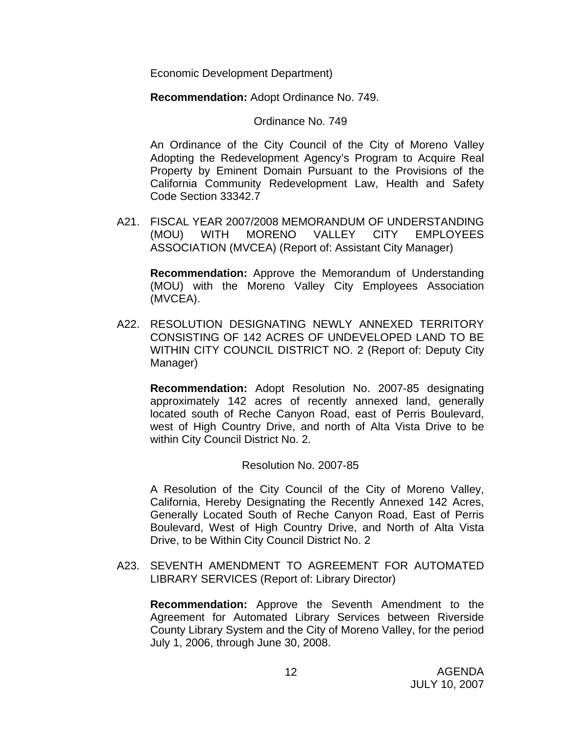Economic Development Department)

**Recommendation:** Adopt Ordinance No. 749.

Ordinance No. 749

An Ordinance of the City Council of the City of Moreno Valley Adopting the Redevelopment Agency's Program to Acquire Real Property by Eminent Domain Pursuant to the Provisions of the California Community Redevelopment Law, Health and Safety Code Section 33342.7

A21. FISCAL YEAR 2007/2008 MEMORANDUM OF UNDERSTANDING (MOU) WITH MORENO VALLEY CITY EMPLOYEES ASSOCIATION (MVCEA) (Report of: Assistant City Manager)

**Recommendation:** Approve the Memorandum of Understanding (MOU) with the Moreno Valley City Employees Association (MVCEA).

A22. RESOLUTION DESIGNATING NEWLY ANNEXED TERRITORY CONSISTING OF 142 ACRES OF UNDEVELOPED LAND TO BE WITHIN CITY COUNCIL DISTRICT NO. 2 (Report of: Deputy City Manager)

**Recommendation:** Adopt Resolution No. 2007-85 designating approximately 142 acres of recently annexed land, generally located south of Reche Canyon Road, east of Perris Boulevard, west of High Country Drive, and north of Alta Vista Drive to be within City Council District No. 2.

Resolution No. 2007-85

A Resolution of the City Council of the City of Moreno Valley, California, Hereby Designating the Recently Annexed 142 Acres, Generally Located South of Reche Canyon Road, East of Perris Boulevard, West of High Country Drive, and North of Alta Vista Drive, to be Within City Council District No. 2

A23. SEVENTH AMENDMENT TO AGREEMENT FOR AUTOMATED LIBRARY SERVICES (Report of: Library Director)

**Recommendation:** Approve the Seventh Amendment to the Agreement for Automated Library Services between Riverside County Library System and the City of Moreno Valley, for the period July 1, 2006, through June 30, 2008.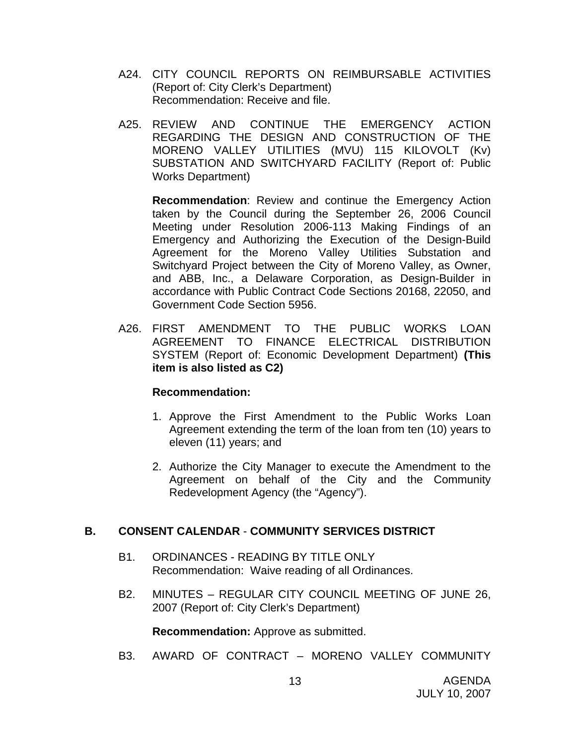A24. CITY COUNCIL REPORTS ON REIMBURSABLE ACTIVITIES (Report of: City Clerk's Department)
Recommendation: Receive and file.

A25. REVIEW AND CONTINUE THE EMERGENCY ACTION REGARDING THE DESIGN AND CONSTRUCTION OF THE MORENO VALLEY UTILITIES (MVU) 115 KILOVOLT (Kv) SUBSTATION AND SWITCHYARD FACILITY (Report of: Public Works Department)

**Recommendation**: Review and continue the Emergency Action taken by the Council during the September 26, 2006 Council Meeting under Resolution 2006-113 Making Findings of an Emergency and Authorizing the Execution of the Design-Build Agreement for the Moreno Valley Utilities Substation and Switchyard Project between the City of Moreno Valley, as Owner, and ABB, Inc., a Delaware Corporation, as Design-Builder in accordance with Public Contract Code Sections 20168, 22050, and Government Code Section 5956.

A26. FIRST AMENDMENT TO THE PUBLIC WORKS LOAN AGREEMENT TO FINANCE ELECTRICAL DISTRIBUTION SYSTEM (Report of: Economic Development Department) **(This item is also listed as C2)**

**Recommendation:**

1. Approve the First Amendment to the Public Works Loan Agreement extending the term of the loan from ten (10) years to eleven (11) years; and

2. Authorize the City Manager to execute the Amendment to the Agreement on behalf of the City and the Community Redevelopment Agency (the "Agency").

## B. CONSENT CALENDAR - COMMUNITY SERVICES DISTRICT

B1. ORDINANCES - READING BY TITLE ONLY
Recommendation: Waive reading of all Ordinances.

B2. MINUTES – REGULAR CITY COUNCIL MEETING OF JUNE 26, 2007 (Report of: City Clerk's Department)

**Recommendation:** Approve as submitted.

B3. AWARD OF CONTRACT – MORENO VALLEY COMMUNITY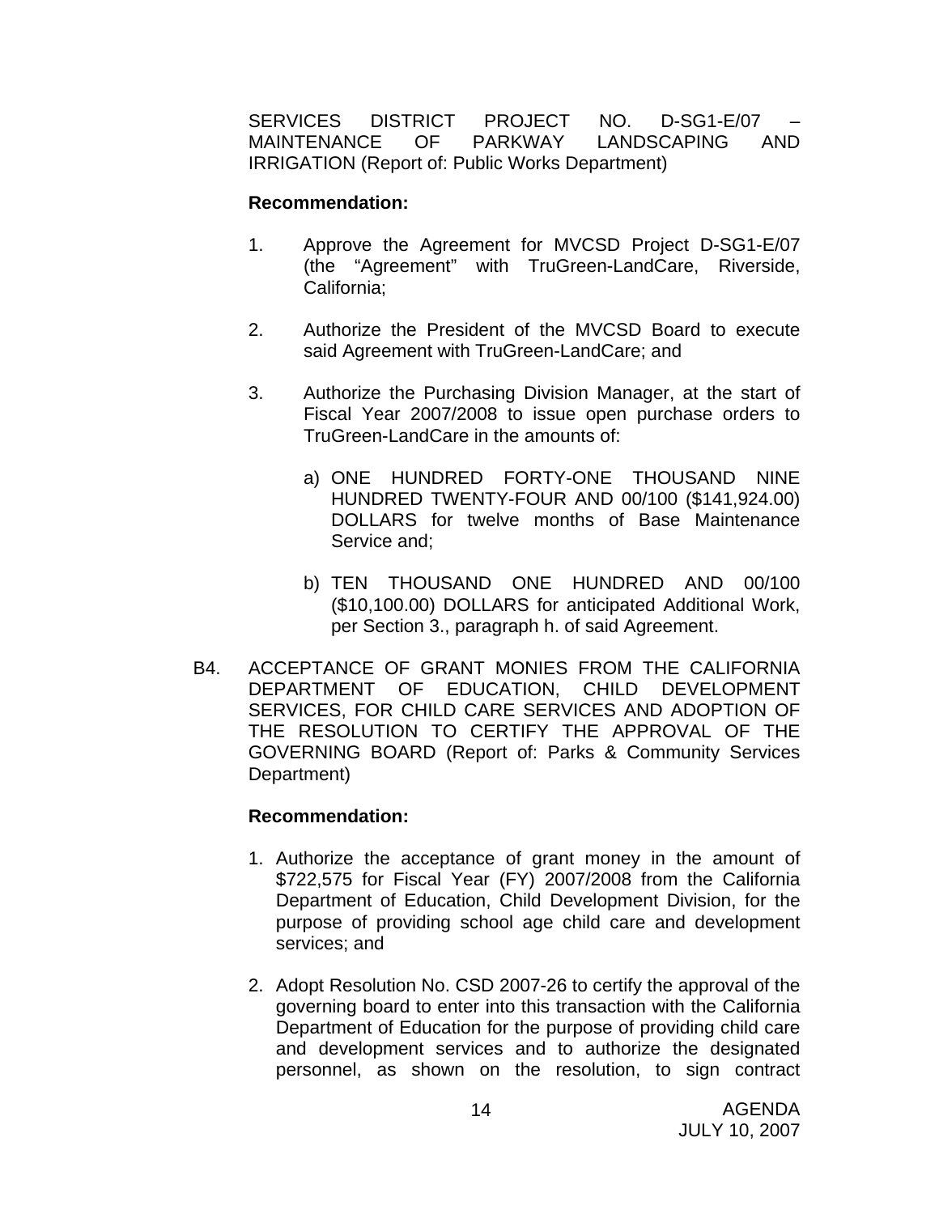SERVICES DISTRICT PROJECT NO. D-SG1-E/07 – MAINTENANCE OF PARKWAY LANDSCAPING AND IRRIGATION (Report of: Public Works Department)

**Recommendation:**

1. Approve the Agreement for MVCSD Project D-SG1-E/07 (the "Agreement" with TruGreen-LandCare, Riverside, California;

2. Authorize the President of the MVCSD Board to execute said Agreement with TruGreen-LandCare; and

3. Authorize the Purchasing Division Manager, at the start of Fiscal Year 2007/2008 to issue open purchase orders to TruGreen-LandCare in the amounts of:

   a) ONE HUNDRED FORTY-ONE THOUSAND NINE HUNDRED TWENTY-FOUR AND 00/100 ($141,924.00) DOLLARS for twelve months of Base Maintenance Service and;

   b) TEN THOUSAND ONE HUNDRED AND 00/100 ($10,100.00) DOLLARS for anticipated Additional Work, per Section 3., paragraph h. of said Agreement.

B4. ACCEPTANCE OF GRANT MONIES FROM THE CALIFORNIA DEPARTMENT OF EDUCATION, CHILD DEVELOPMENT SERVICES, FOR CHILD CARE SERVICES AND ADOPTION OF THE RESOLUTION TO CERTIFY THE APPROVAL OF THE GOVERNING BOARD (Report of: Parks & Community Services Department)

**Recommendation:**

1. Authorize the acceptance of grant money in the amount of $722,575 for Fiscal Year (FY) 2007/2008 from the California Department of Education, Child Development Division, for the purpose of providing school age child care and development services; and

2. Adopt Resolution No. CSD 2007-26 to certify the approval of the governing board to enter into this transaction with the California Department of Education for the purpose of providing child care and development services and to authorize the designated personnel, as shown on the resolution, to sign contract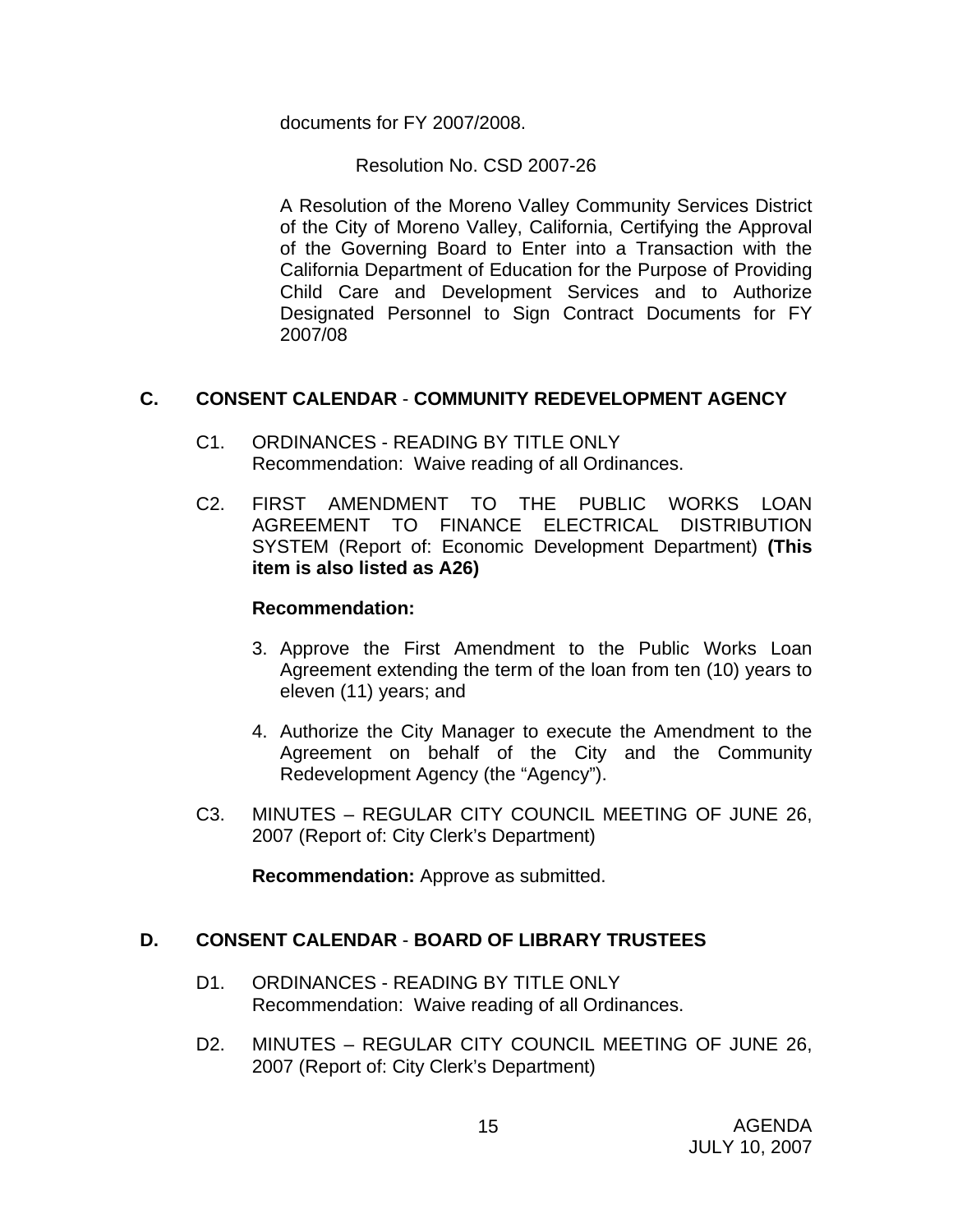documents for FY 2007/2008.

Resolution No. CSD 2007-26

A Resolution of the Moreno Valley Community Services District of the City of Moreno Valley, California, Certifying the Approval of the Governing Board to Enter into a Transaction with the California Department of Education for the Purpose of Providing Child Care and Development Services and to Authorize Designated Personnel to Sign Contract Documents for FY 2007/08

## C. CONSENT CALENDAR - COMMUNITY REDEVELOPMENT AGENCY

C1. ORDINANCES - READING BY TITLE ONLY
Recommendation: Waive reading of all Ordinances.

C2. FIRST AMENDMENT TO THE PUBLIC WORKS LOAN AGREEMENT TO FINANCE ELECTRICAL DISTRIBUTION SYSTEM (Report of: Economic Development Department) **(This item is also listed as A26)**

**Recommendation:**

3. Approve the First Amendment to the Public Works Loan Agreement extending the term of the loan from ten (10) years to eleven (11) years; and

4. Authorize the City Manager to execute the Amendment to the Agreement on behalf of the City and the Community Redevelopment Agency (the "Agency").

C3. MINUTES – REGULAR CITY COUNCIL MEETING OF JUNE 26, 2007 (Report of: City Clerk's Department)

**Recommendation:** Approve as submitted.

## D. CONSENT CALENDAR - BOARD OF LIBRARY TRUSTEES

D1. ORDINANCES - READING BY TITLE ONLY
Recommendation: Waive reading of all Ordinances.

D2. MINUTES – REGULAR CITY COUNCIL MEETING OF JUNE 26, 2007 (Report of: City Clerk's Department)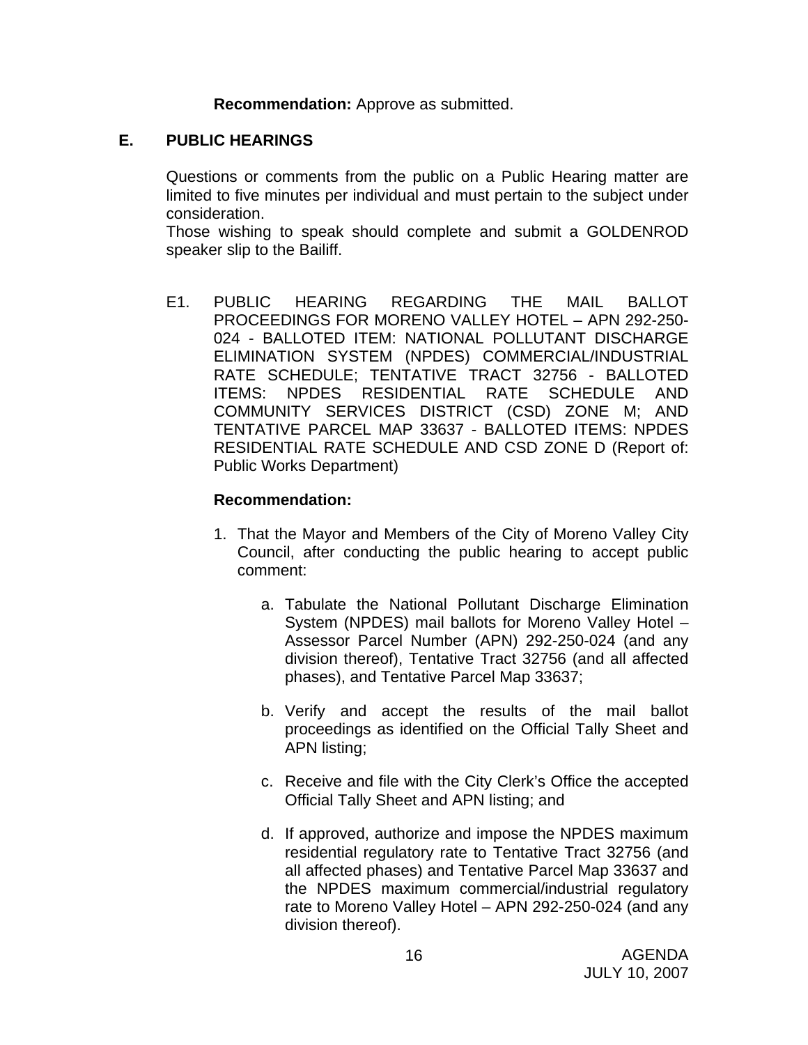**Recommendation:** Approve as submitted.

## E. PUBLIC HEARINGS

Questions or comments from the public on a Public Hearing matter are limited to five minutes per individual and must pertain to the subject under consideration.
Those wishing to speak should complete and submit a GOLDENROD speaker slip to the Bailiff.

E1. PUBLIC HEARING REGARDING THE MAIL BALLOT PROCEEDINGS FOR MORENO VALLEY HOTEL – APN 292-250-024 - BALLOTED ITEM: NATIONAL POLLUTANT DISCHARGE ELIMINATION SYSTEM (NPDES) COMMERCIAL/INDUSTRIAL RATE SCHEDULE; TENTATIVE TRACT 32756 - BALLOTED ITEMS: NPDES RESIDENTIAL RATE SCHEDULE AND COMMUNITY SERVICES DISTRICT (CSD) ZONE M; AND TENTATIVE PARCEL MAP 33637 - BALLOTED ITEMS: NPDES RESIDENTIAL RATE SCHEDULE AND CSD ZONE D (Report of: Public Works Department)

**Recommendation:**

1. That the Mayor and Members of the City of Moreno Valley City Council, after conducting the public hearing to accept public comment:

   a. Tabulate the National Pollutant Discharge Elimination System (NPDES) mail ballots for Moreno Valley Hotel – Assessor Parcel Number (APN) 292-250-024 (and any division thereof), Tentative Tract 32756 (and all affected phases), and Tentative Parcel Map 33637;

   b. Verify and accept the results of the mail ballot proceedings as identified on the Official Tally Sheet and APN listing;

   c. Receive and file with the City Clerk's Office the accepted Official Tally Sheet and APN listing; and

   d. If approved, authorize and impose the NPDES maximum residential regulatory rate to Tentative Tract 32756 (and all affected phases) and Tentative Parcel Map 33637 and the NPDES maximum commercial/industrial regulatory rate to Moreno Valley Hotel – APN 292-250-024 (and any division thereof).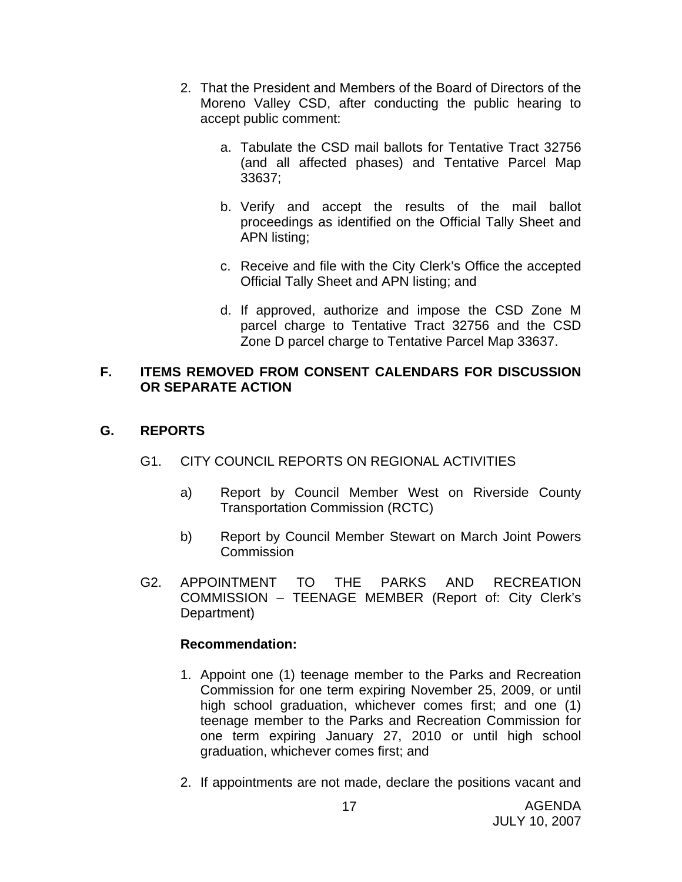2. That the President and Members of the Board of Directors of the Moreno Valley CSD, after conducting the public hearing to accept public comment:

    a. Tabulate the CSD mail ballots for Tentative Tract 32756 (and all affected phases) and Tentative Parcel Map 33637;

    b. Verify and accept the results of the mail ballot proceedings as identified on the Official Tally Sheet and APN listing;

    c. Receive and file with the City Clerk's Office the accepted Official Tally Sheet and APN listing; and

    d. If approved, authorize and impose the CSD Zone M parcel charge to Tentative Tract 32756 and the CSD Zone D parcel charge to Tentative Parcel Map 33637.

## F. ITEMS REMOVED FROM CONSENT CALENDARS FOR DISCUSSION OR SEPARATE ACTION

## G. REPORTS

G1. CITY COUNCIL REPORTS ON REGIONAL ACTIVITIES

a) Report by Council Member West on Riverside County Transportation Commission (RCTC)

b) Report by Council Member Stewart on March Joint Powers Commission

G2. APPOINTMENT TO THE PARKS AND RECREATION COMMISSION – TEENAGE MEMBER (Report of: City Clerk's Department)

**Recommendation:**

1. Appoint one (1) teenage member to the Parks and Recreation Commission for one term expiring November 25, 2009, or until high school graduation, whichever comes first; and one (1) teenage member to the Parks and Recreation Commission for one term expiring January 27, 2010 or until high school graduation, whichever comes first; and

2. If appointments are not made, declare the positions vacant and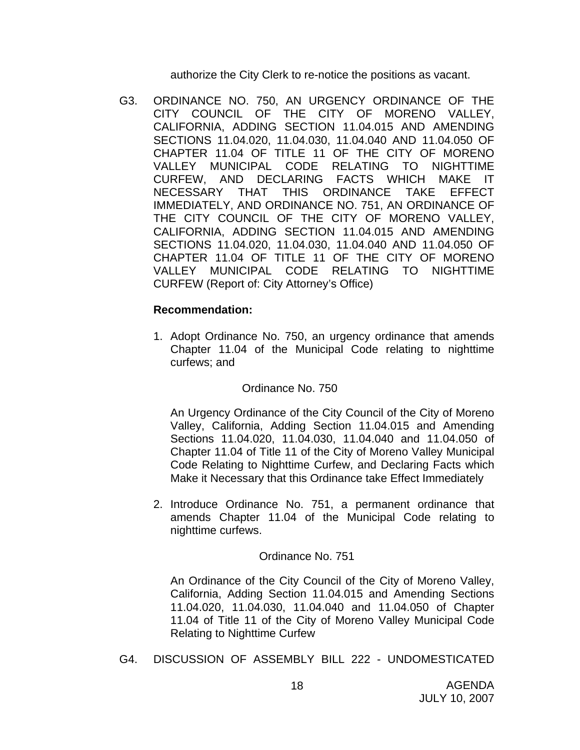authorize the City Clerk to re-notice the positions as vacant.

G3. ORDINANCE NO. 750, AN URGENCY ORDINANCE OF THE CITY COUNCIL OF THE CITY OF MORENO VALLEY, CALIFORNIA, ADDING SECTION 11.04.015 AND AMENDING SECTIONS 11.04.020, 11.04.030, 11.04.040 AND 11.04.050 OF CHAPTER 11.04 OF TITLE 11 OF THE CITY OF MORENO VALLEY MUNICIPAL CODE RELATING TO NIGHTTIME CURFEW, AND DECLARING FACTS WHICH MAKE IT NECESSARY THAT THIS ORDINANCE TAKE EFFECT IMMEDIATELY, AND ORDINANCE NO. 751, AN ORDINANCE OF THE CITY COUNCIL OF THE CITY OF MORENO VALLEY, CALIFORNIA, ADDING SECTION 11.04.015 AND AMENDING SECTIONS 11.04.020, 11.04.030, 11.04.040 AND 11.04.050 OF CHAPTER 11.04 OF TITLE 11 OF THE CITY OF MORENO VALLEY MUNICIPAL CODE RELATING TO NIGHTTIME CURFEW (Report of: City Attorney's Office)

**Recommendation:**

1. Adopt Ordinance No. 750, an urgency ordinance that amends Chapter 11.04 of the Municipal Code relating to nighttime curfews; and

   Ordinance No. 750

   An Urgency Ordinance of the City Council of the City of Moreno Valley, California, Adding Section 11.04.015 and Amending Sections 11.04.020, 11.04.030, 11.04.040 and 11.04.050 of Chapter 11.04 of Title 11 of the City of Moreno Valley Municipal Code Relating to Nighttime Curfew, and Declaring Facts which Make it Necessary that this Ordinance take Effect Immediately

2. Introduce Ordinance No. 751, a permanent ordinance that amends Chapter 11.04 of the Municipal Code relating to nighttime curfews.

   Ordinance No. 751

   An Ordinance of the City Council of the City of Moreno Valley, California, Adding Section 11.04.015 and Amending Sections 11.04.020, 11.04.030, 11.04.040 and 11.04.050 of Chapter 11.04 of Title 11 of the City of Moreno Valley Municipal Code Relating to Nighttime Curfew

G4. DISCUSSION OF ASSEMBLY BILL 222 - UNDOMESTICATED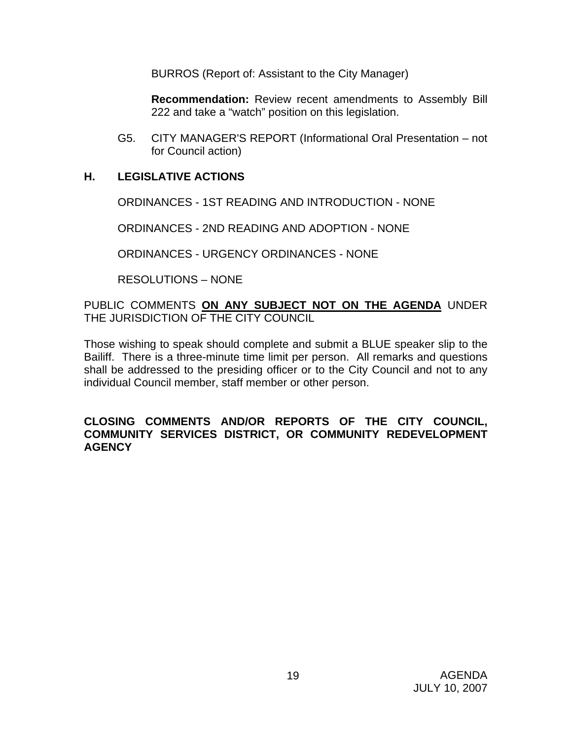BURROS (Report of: Assistant to the City Manager)

**Recommendation:** Review recent amendments to Assembly Bill 222 and take a "watch" position on this legislation.

G5. CITY MANAGER'S REPORT (Informational Oral Presentation – not for Council action)

## H. LEGISLATIVE ACTIONS

ORDINANCES - 1ST READING AND INTRODUCTION - NONE

ORDINANCES - 2ND READING AND ADOPTION - NONE

ORDINANCES - URGENCY ORDINANCES - NONE

RESOLUTIONS – NONE

PUBLIC COMMENTS **ON ANY SUBJECT NOT ON THE AGENDA** UNDER THE JURISDICTION OF THE CITY COUNCIL

Those wishing to speak should complete and submit a BLUE speaker slip to the Bailiff. There is a three-minute time limit per person. All remarks and questions shall be addressed to the presiding officer or to the City Council and not to any individual Council member, staff member or other person.

**CLOSING COMMENTS AND/OR REPORTS OF THE CITY COUNCIL, COMMUNITY SERVICES DISTRICT, OR COMMUNITY REDEVELOPMENT AGENCY**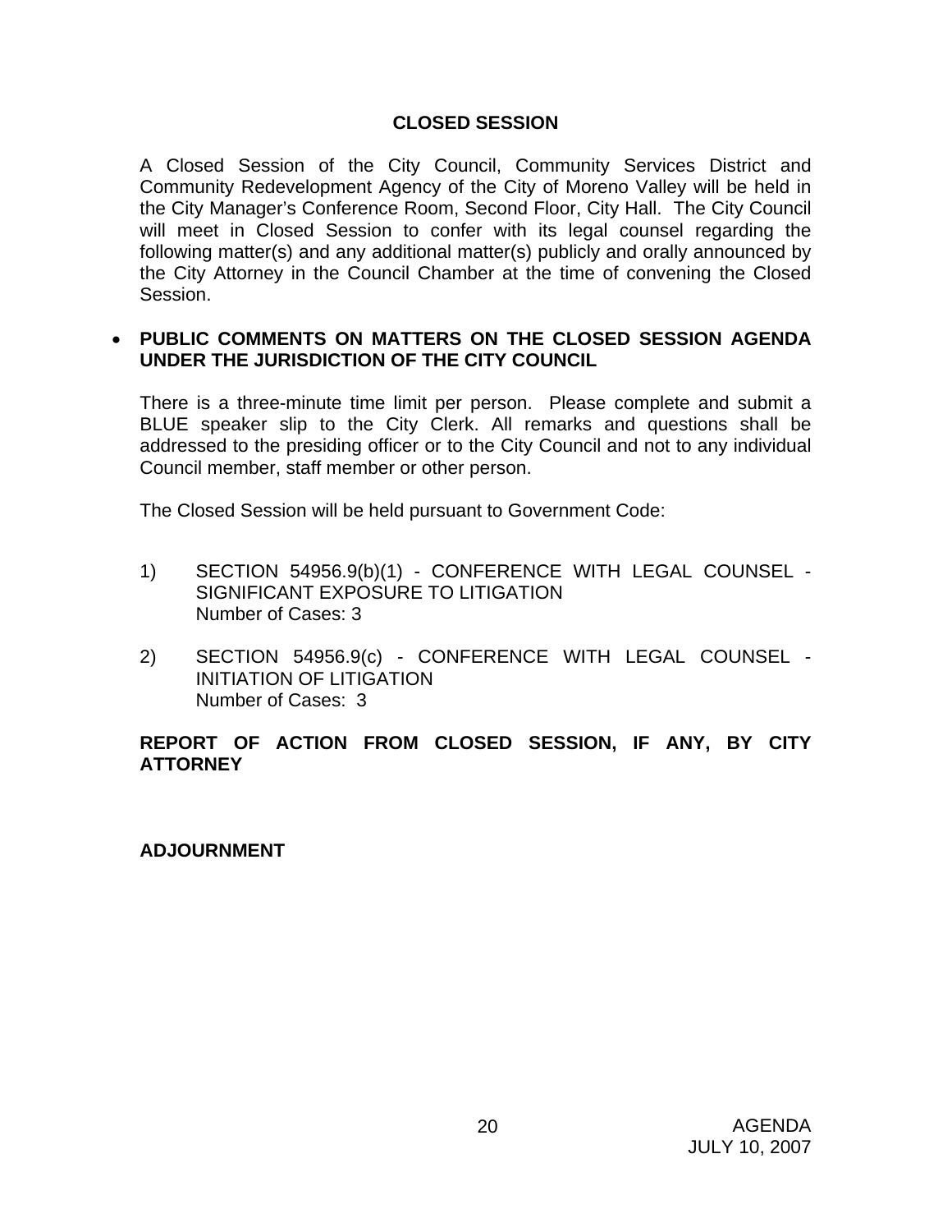## CLOSED SESSION

A Closed Session of the City Council, Community Services District and Community Redevelopment Agency of the City of Moreno Valley will be held in the City Manager's Conference Room, Second Floor, City Hall. The City Council will meet in Closed Session to confer with its legal counsel regarding the following matter(s) and any additional matter(s) publicly and orally announced by the City Attorney in the Council Chamber at the time of convening the Closed Session.

- **PUBLIC COMMENTS ON MATTERS ON THE CLOSED SESSION AGENDA UNDER THE JURISDICTION OF THE CITY COUNCIL**

  There is a three-minute time limit per person. Please complete and submit a BLUE speaker slip to the City Clerk. All remarks and questions shall be addressed to the presiding officer or to the City Council and not to any individual Council member, staff member or other person.

  The Closed Session will be held pursuant to Government Code:

1) SECTION 54956.9(b)(1) - CONFERENCE WITH LEGAL COUNSEL - SIGNIFICANT EXPOSURE TO LITIGATION
   Number of Cases: 3

2) SECTION 54956.9(c) - CONFERENCE WITH LEGAL COUNSEL - INITIATION OF LITIGATION
   Number of Cases: 3

**REPORT OF ACTION FROM CLOSED SESSION, IF ANY, BY CITY ATTORNEY**

**ADJOURNMENT**